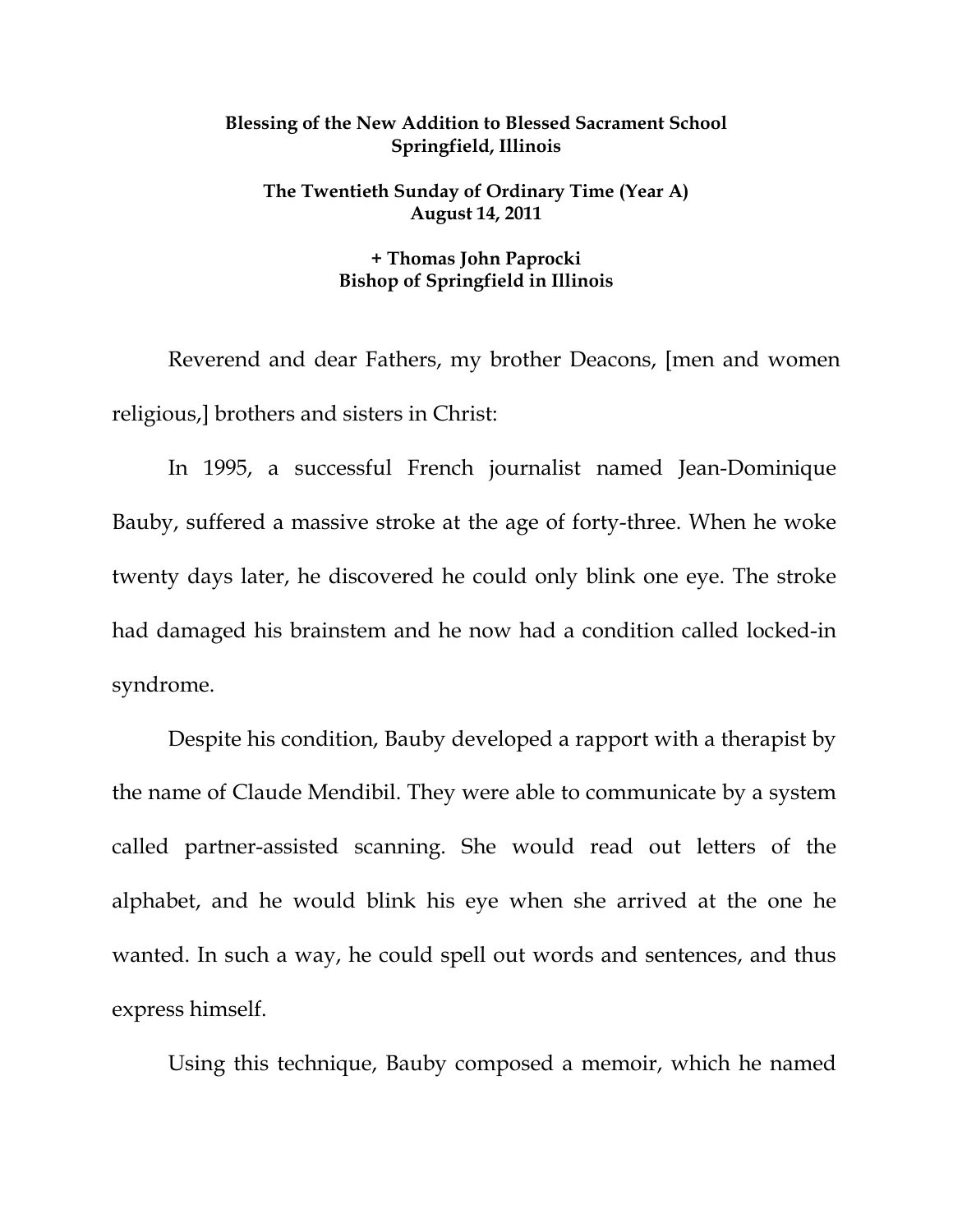**Blessing of the New Addition to Blessed Sacrament School**
**Springfield, Illinois**

**The Twentieth Sunday of Ordinary Time (Year A)**
**August 14, 2011**

**+ Thomas John Paprocki**
**Bishop of Springfield in Illinois**

Reverend and dear Fathers, my brother Deacons, [men and women religious,] brothers and sisters in Christ:

In 1995, a successful French journalist named Jean-Dominique Bauby, suffered a massive stroke at the age of forty-three. When he woke twenty days later, he discovered he could only blink one eye. The stroke had damaged his brainstem and he now had a condition called locked-in syndrome.

Despite his condition, Bauby developed a rapport with a therapist by the name of Claude Mendibil. They were able to communicate by a system called partner-assisted scanning. She would read out letters of the alphabet, and he would blink his eye when she arrived at the one he wanted. In such a way, he could spell out words and sentences, and thus express himself.

Using this technique, Bauby composed a memoir, which he named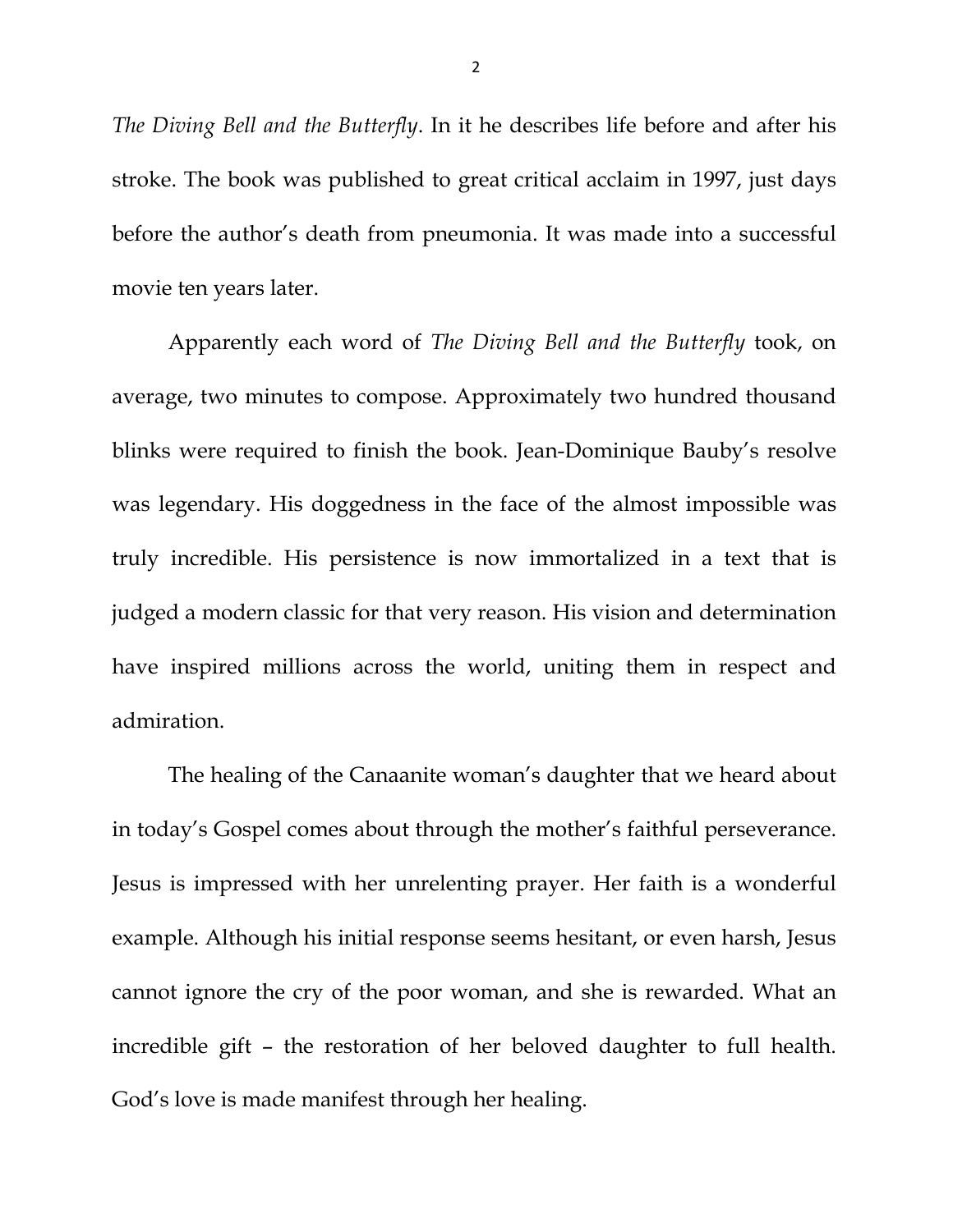*The Diving Bell and the Butterfly*. In it he describes life before and after his stroke. The book was published to great critical acclaim in 1997, just days before the author's death from pneumonia. It was made into a successful movie ten years later.

Apparently each word of *The Diving Bell and the Butterfly* took, on average, two minutes to compose. Approximately two hundred thousand blinks were required to finish the book. Jean-Dominique Bauby's resolve was legendary. His doggedness in the face of the almost impossible was truly incredible. His persistence is now immortalized in a text that is judged a modern classic for that very reason. His vision and determination have inspired millions across the world, uniting them in respect and admiration.

The healing of the Canaanite woman's daughter that we heard about in today's Gospel comes about through the mother's faithful perseverance. Jesus is impressed with her unrelenting prayer. Her faith is a wonderful example. Although his initial response seems hesitant, or even harsh, Jesus cannot ignore the cry of the poor woman, and she is rewarded. What an incredible gift – the restoration of her beloved daughter to full health. God's love is made manifest through her healing.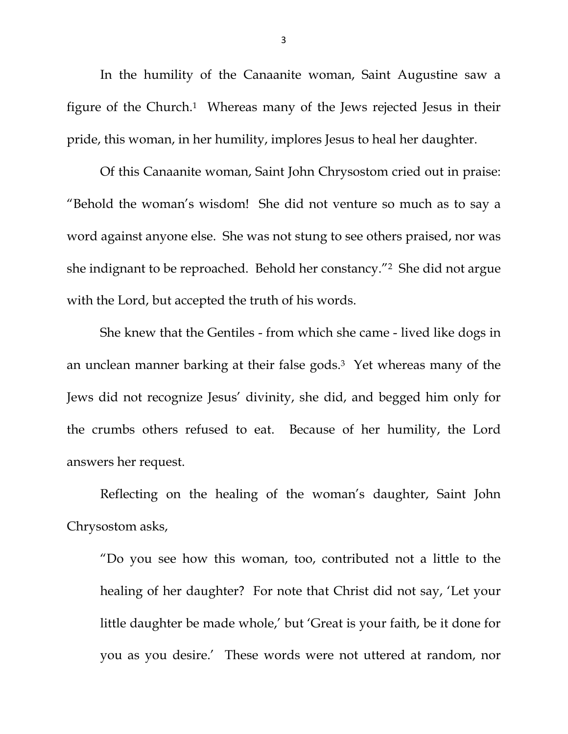In the humility of the Canaanite woman, Saint Augustine saw a figure of the Church.[1] Whereas many of the Jews rejected Jesus in their pride, this woman, in her humility, implores Jesus to heal her daughter.

Of this Canaanite woman, Saint John Chrysostom cried out in praise: "Behold the woman's wisdom! She did not venture so much as to say a word against anyone else. She was not stung to see others praised, nor was she indignant to be reproached. Behold her constancy."[2] She did not argue with the Lord, but accepted the truth of his words.

She knew that the Gentiles - from which she came - lived like dogs in an unclean manner barking at their false gods.[3] Yet whereas many of the Jews did not recognize Jesus' divinity, she did, and begged him only for the crumbs others refused to eat. Because of her humility, the Lord answers her request.

Reflecting on the healing of the woman's daughter, Saint John Chrysostom asks,

> "Do you see how this woman, too, contributed not a little to the healing of her daughter? For note that Christ did not say, 'Let your little daughter be made whole,' but 'Great is your faith, be it done for you as you desire.' These words were not uttered at random, nor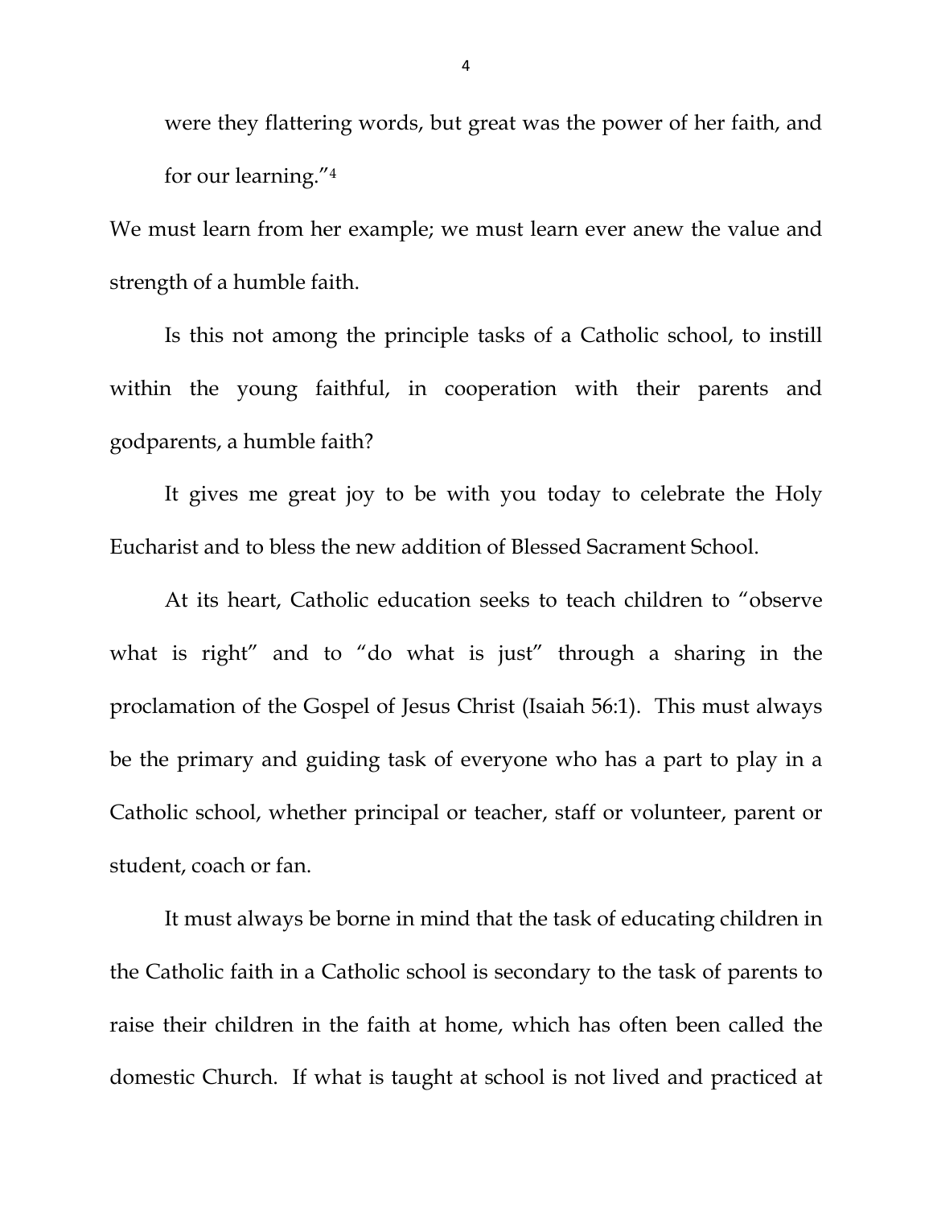were they flattering words, but great was the power of her faith, and for our learning."[4]

We must learn from her example; we must learn ever anew the value and strength of a humble faith.

Is this not among the principle tasks of a Catholic school, to instill within the young faithful, in cooperation with their parents and godparents, a humble faith?

It gives me great joy to be with you today to celebrate the Holy Eucharist and to bless the new addition of Blessed Sacrament School.

At its heart, Catholic education seeks to teach children to "observe what is right" and to "do what is just" through a sharing in the proclamation of the Gospel of Jesus Christ (Isaiah 56:1). This must always be the primary and guiding task of everyone who has a part to play in a Catholic school, whether principal or teacher, staff or volunteer, parent or student, coach or fan.

It must always be borne in mind that the task of educating children in the Catholic faith in a Catholic school is secondary to the task of parents to raise their children in the faith at home, which has often been called the domestic Church. If what is taught at school is not lived and practiced at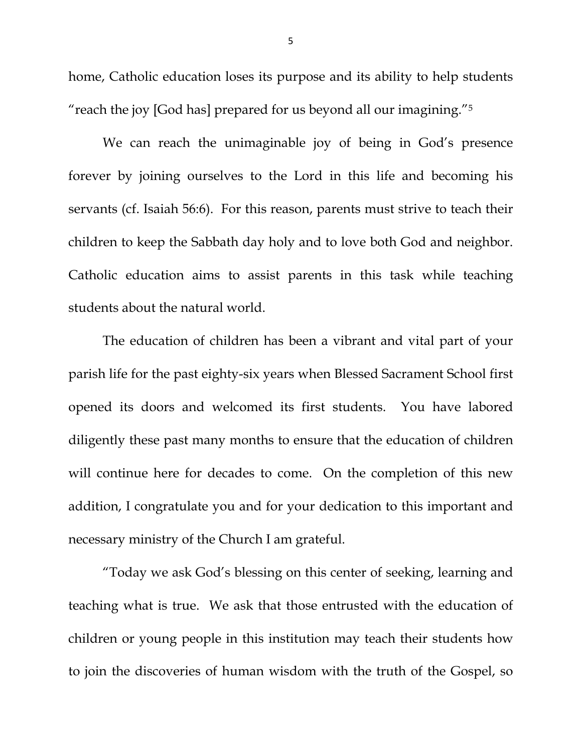home, Catholic education loses its purpose and its ability to help students "reach the joy [God has] prepared for us beyond all our imagining."[5]

We can reach the unimaginable joy of being in God's presence forever by joining ourselves to the Lord in this life and becoming his servants (cf. Isaiah 56:6). For this reason, parents must strive to teach their children to keep the Sabbath day holy and to love both God and neighbor. Catholic education aims to assist parents in this task while teaching students about the natural world.

The education of children has been a vibrant and vital part of your parish life for the past eighty-six years when Blessed Sacrament School first opened its doors and welcomed its first students. You have labored diligently these past many months to ensure that the education of children will continue here for decades to come. On the completion of this new addition, I congratulate you and for your dedication to this important and necessary ministry of the Church I am grateful.

"Today we ask God's blessing on this center of seeking, learning and teaching what is true. We ask that those entrusted with the education of children or young people in this institution may teach their students how to join the discoveries of human wisdom with the truth of the Gospel, so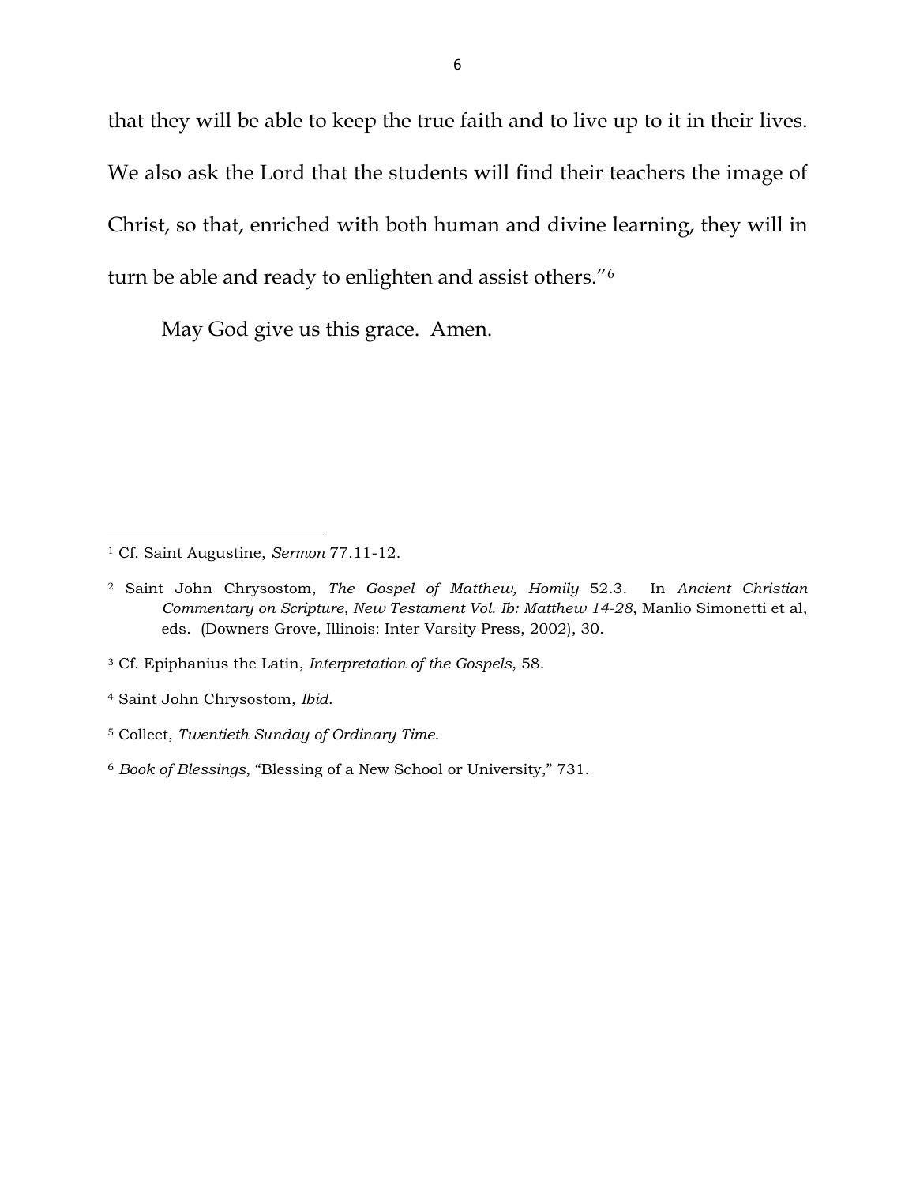that they will be able to keep the true faith and to live up to it in their lives. We also ask the Lord that the students will find their teachers the image of Christ, so that, enriched with both human and divine learning, they will in turn be able and ready to enlighten and assist others."[6]

May God give us this grace. Amen.

---

[1] Cf. Saint Augustine, *Sermon* 77.11-12.

[2] Saint John Chrysostom, *The Gospel of Matthew, Homily* 52.3. In *Ancient Christian Commentary on Scripture, New Testament Vol. Ib: Matthew 14-28*, Manlio Simonetti et al, eds. (Downers Grove, Illinois: Inter Varsity Press, 2002), 30.

[3] Cf. Epiphanius the Latin, *Interpretation of the Gospels*, 58.

[4] Saint John Chrysostom, *Ibid.*

[5] Collect, *Twentieth Sunday of Ordinary Time*.

[6] *Book of Blessings*, "Blessing of a New School or University," 731.